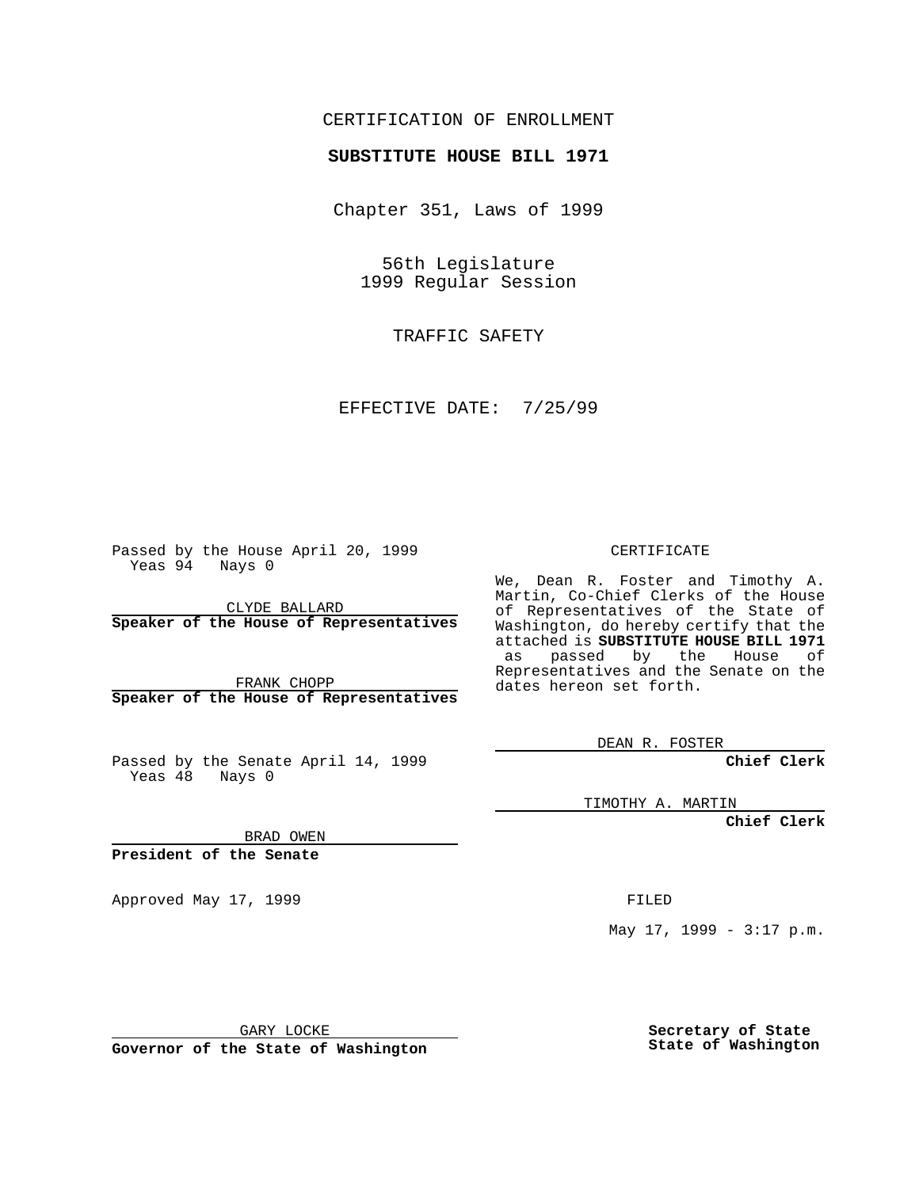CERTIFICATION OF ENROLLMENT

**SUBSTITUTE HOUSE BILL 1971**

Chapter 351, Laws of 1999

56th Legislature
1999 Regular Session

TRAFFIC SAFETY

EFFECTIVE DATE: 7/25/99

Passed by the House April 20, 1999
Yeas 94 Nays 0

CLYDE BALLARD
**Speaker of the House of Representatives**

FRANK CHOPP
**Speaker of the House of Representatives**

Passed by the Senate April 14, 1999
Yeas 48 Nays 0

BRAD OWEN
**President of the Senate**

Approved May 17, 1999

GARY LOCKE
**Governor of the State of Washington**

CERTIFICATE

We, Dean R. Foster and Timothy A. Martin, Co-Chief Clerks of the House of Representatives of the State of Washington, do hereby certify that the attached is **SUBSTITUTE HOUSE BILL 1971** as passed by the House of Representatives and the Senate on the dates hereon set forth.

DEAN R. FOSTER
**Chief Clerk**

TIMOTHY A. MARTIN
**Chief Clerk**

FILED

May 17, 1999 - 3:17 p.m.

**Secretary of State**
**State of Washington**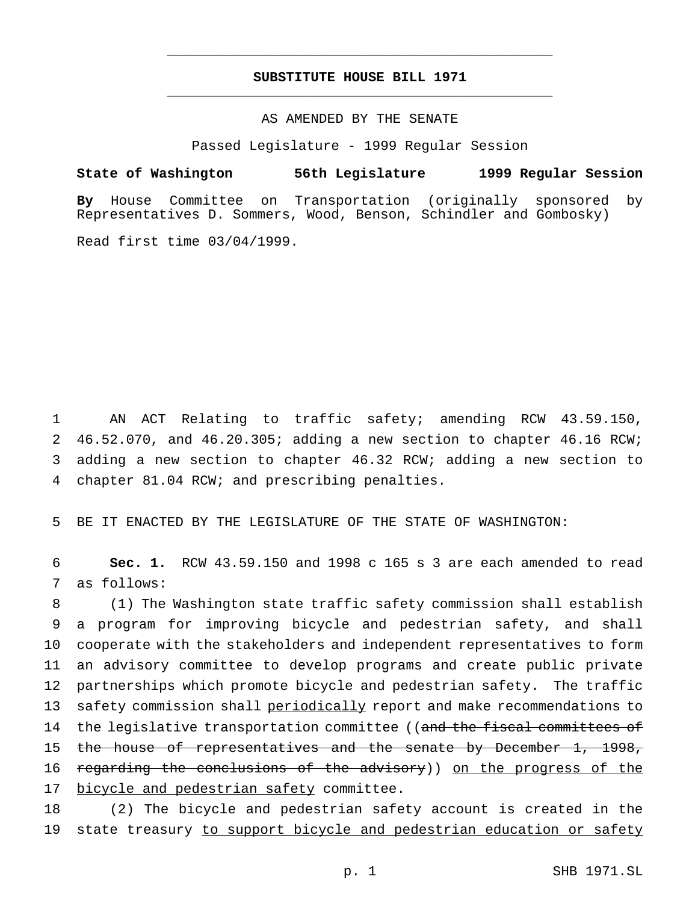# SUBSTITUTE HOUSE BILL 1971

AS AMENDED BY THE SENATE

Passed Legislature - 1999 Regular Session

**State of Washington 56th Legislature 1999 Regular Session**

**By** House Committee on Transportation (originally sponsored by Representatives D. Sommers, Wood, Benson, Schindler and Gombosky)

Read first time 03/04/1999.

AN ACT Relating to traffic safety; amending RCW 43.59.150, 46.52.070, and 46.20.305; adding a new section to chapter 46.16 RCW; adding a new section to chapter 46.32 RCW; adding a new section to chapter 81.04 RCW; and prescribing penalties.

BE IT ENACTED BY THE LEGISLATURE OF THE STATE OF WASHINGTON:

**Sec. 1.** RCW 43.59.150 and 1998 c 165 s 3 are each amended to read as follows:

(1) The Washington state traffic safety commission shall establish a program for improving bicycle and pedestrian safety, and shall cooperate with the stakeholders and independent representatives to form an advisory committee to develop programs and create public private partnerships which promote bicycle and pedestrian safety. The traffic safety commission shall <u>periodically</u> report and make recommendations to the legislative transportation committee ((~~and the fiscal committees of the house of representatives and the senate by December 1, 1998, regarding the conclusions of the advisory~~)) <u>on the progress of the bicycle and pedestrian safety</u> committee.

(2) The bicycle and pedestrian safety account is created in the state treasury <u>to support bicycle and pedestrian education or safety</u>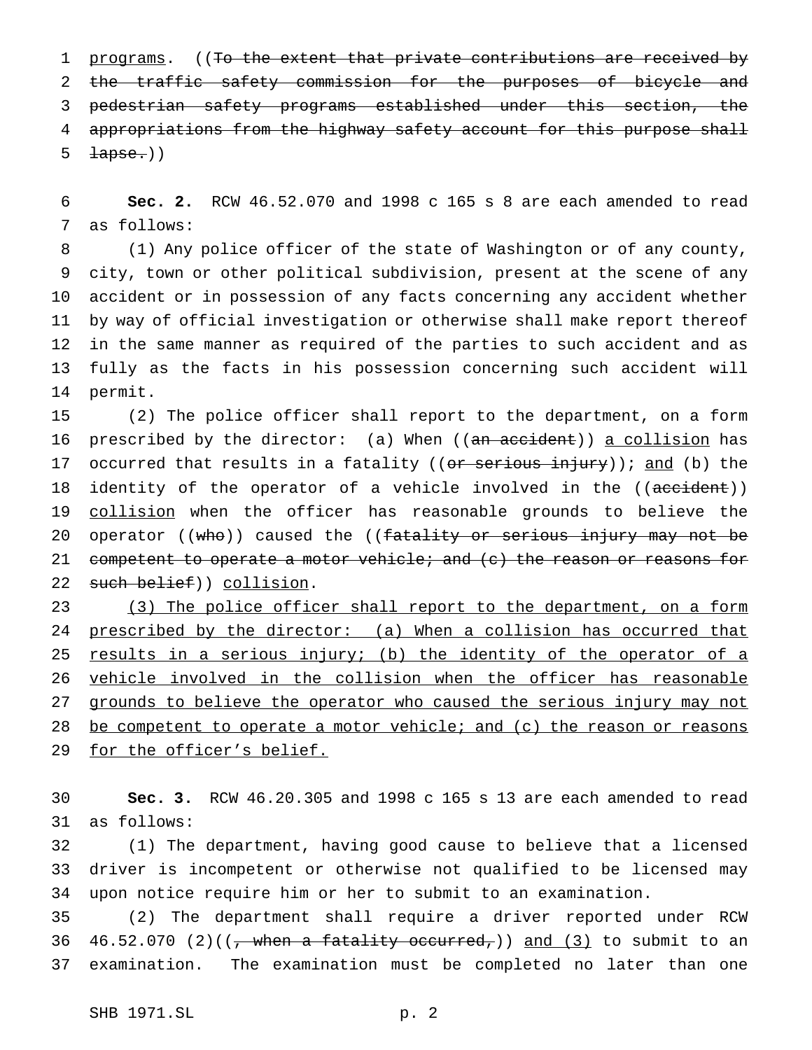programs. ((~~To the extent that private contributions are received by the traffic safety commission for the purposes of bicycle and pedestrian safety programs established under this section, the appropriations from the highway safety account for this purpose shall lapse.~~))

**Sec. 2.** RCW 46.52.070 and 1998 c 165 s 8 are each amended to read as follows:

(1) Any police officer of the state of Washington or of any county, city, town or other political subdivision, present at the scene of any accident or in possession of any facts concerning any accident whether by way of official investigation or otherwise shall make report thereof in the same manner as required of the parties to such accident and as fully as the facts in his possession concerning such accident will permit.

(2) The police officer shall report to the department, on a form prescribed by the director: (a) When ((~~an accident~~)) <u>a collision</u> has occurred that results in a fatality ((~~or serious injury~~)); <u>and</u> (b) the identity of the operator of a vehicle involved in the ((~~accident~~)) <u>collision</u> when the officer has reasonable grounds to believe the operator ((~~who~~)) caused the ((~~fatality or serious injury may not be competent to operate a motor vehicle; and (c) the reason or reasons for such belief~~)) <u>collision</u>.

<u>(3) The police officer shall report to the department, on a form prescribed by the director: (a) When a collision has occurred that results in a serious injury; (b) the identity of the operator of a vehicle involved in the collision when the officer has reasonable grounds to believe the operator who caused the serious injury may not be competent to operate a motor vehicle; and (c) the reason or reasons for the officer's belief.</u>

**Sec. 3.** RCW 46.20.305 and 1998 c 165 s 13 are each amended to read as follows:

(1) The department, having good cause to believe that a licensed driver is incompetent or otherwise not qualified to be licensed may upon notice require him or her to submit to an examination.

(2) The department shall require a driver reported under RCW 46.52.070 (2)((~~, when a fatality occurred,~~)) <u>and (3)</u> to submit to an examination. The examination must be completed no later than one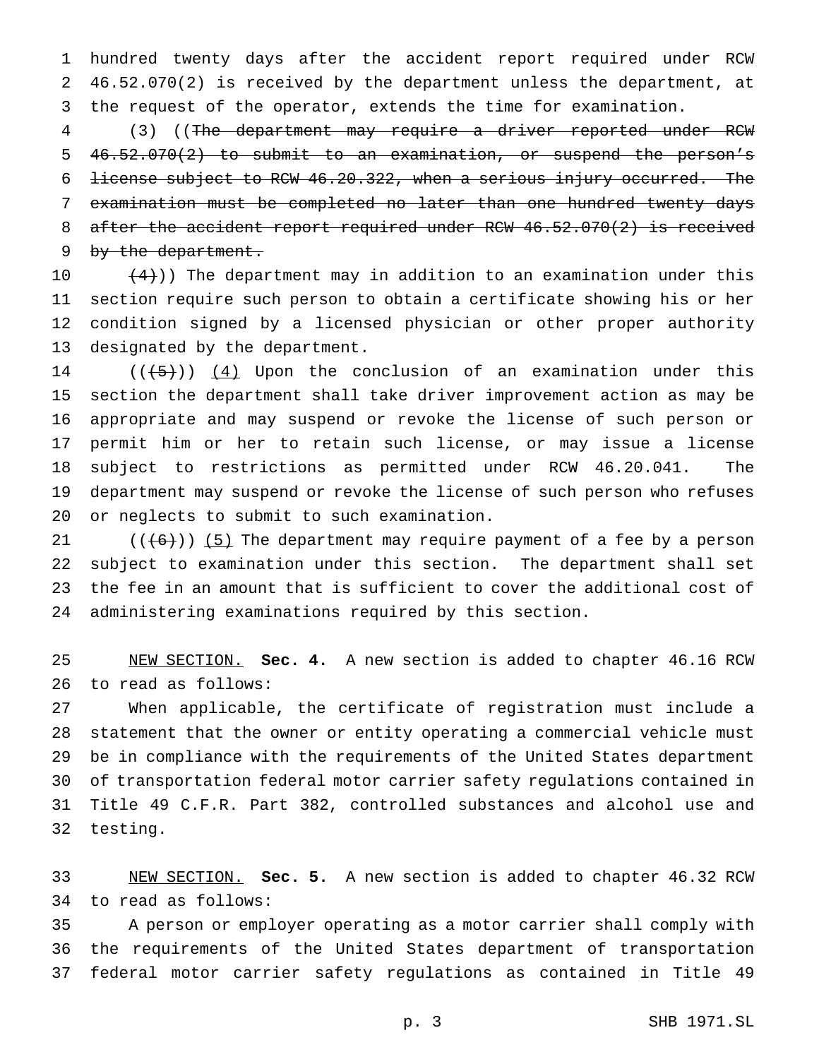hundred twenty days after the accident report required under RCW 46.52.070(2) is received by the department unless the department, at the request of the operator, extends the time for examination.

(3) ((~~The department may require a driver reported under RCW 46.52.070(2) to submit to an examination, or suspend the person's license subject to RCW 46.20.322, when a serious injury occurred. The examination must be completed no later than one hundred twenty days after the accident report required under RCW 46.52.070(2) is received by the department.~~

~~(4)~~)) The department may in addition to an examination under this section require such person to obtain a certificate showing his or her condition signed by a licensed physician or other proper authority designated by the department.

((~~(5)~~)) <u>(4)</u> Upon the conclusion of an examination under this section the department shall take driver improvement action as may be appropriate and may suspend or revoke the license of such person or permit him or her to retain such license, or may issue a license subject to restrictions as permitted under RCW 46.20.041. The department may suspend or revoke the license of such person who refuses or neglects to submit to such examination.

((~~(6)~~)) <u>(5)</u> The department may require payment of a fee by a person subject to examination under this section. The department shall set the fee in an amount that is sufficient to cover the additional cost of administering examinations required by this section.

<u>NEW SECTION.</u> **Sec. 4.** A new section is added to chapter 46.16 RCW to read as follows:

When applicable, the certificate of registration must include a statement that the owner or entity operating a commercial vehicle must be in compliance with the requirements of the United States department of transportation federal motor carrier safety regulations contained in Title 49 C.F.R. Part 382, controlled substances and alcohol use and testing.

<u>NEW SECTION.</u> **Sec. 5.** A new section is added to chapter 46.32 RCW to read as follows:

A person or employer operating as a motor carrier shall comply with the requirements of the United States department of transportation federal motor carrier safety regulations as contained in Title 49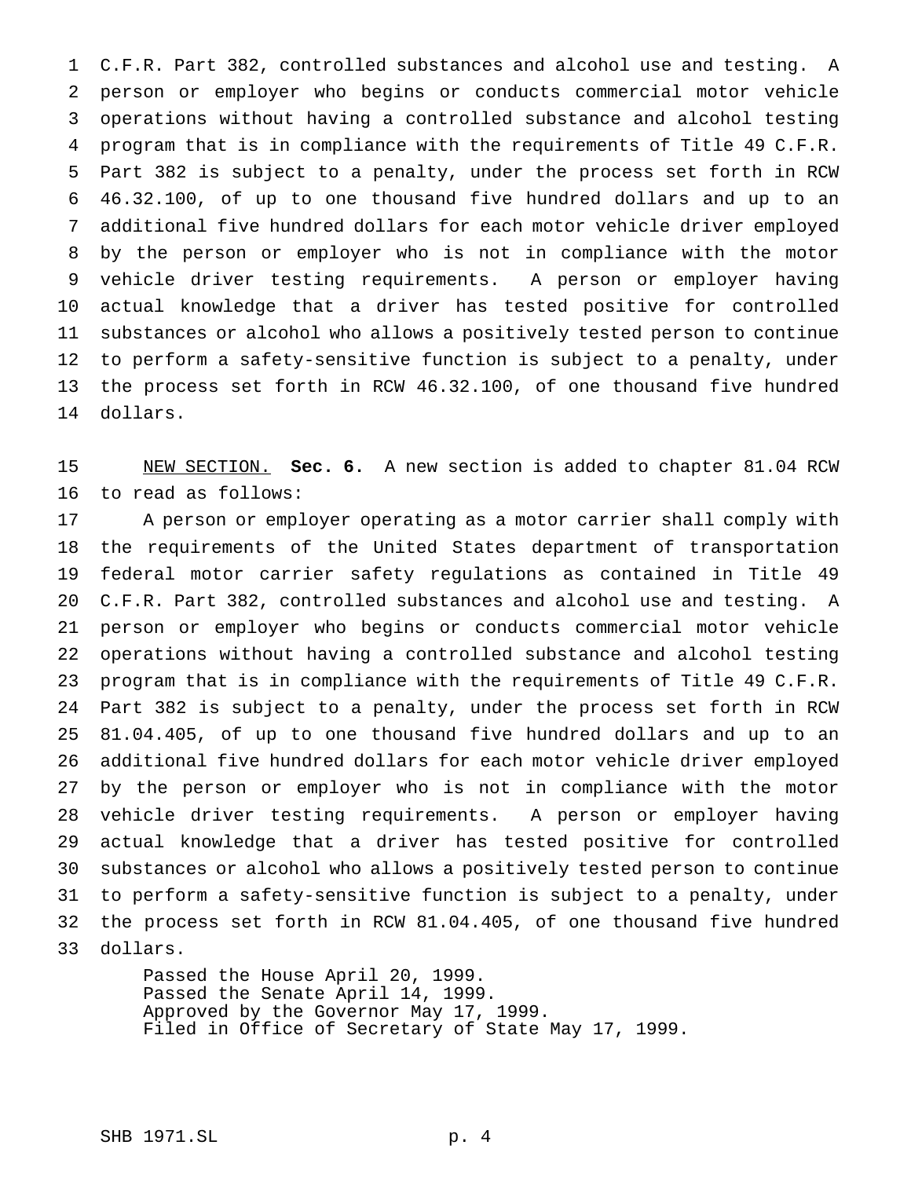C.F.R. Part 382, controlled substances and alcohol use and testing. A person or employer who begins or conducts commercial motor vehicle operations without having a controlled substance and alcohol testing program that is in compliance with the requirements of Title 49 C.F.R. Part 382 is subject to a penalty, under the process set forth in RCW 46.32.100, of up to one thousand five hundred dollars and up to an additional five hundred dollars for each motor vehicle driver employed by the person or employer who is not in compliance with the motor vehicle driver testing requirements. A person or employer having actual knowledge that a driver has tested positive for controlled substances or alcohol who allows a positively tested person to continue to perform a safety-sensitive function is subject to a penalty, under the process set forth in RCW 46.32.100, of one thousand five hundred dollars.

NEW SECTION. **Sec. 6.** A new section is added to chapter 81.04 RCW to read as follows:

A person or employer operating as a motor carrier shall comply with the requirements of the United States department of transportation federal motor carrier safety regulations as contained in Title 49 C.F.R. Part 382, controlled substances and alcohol use and testing. A person or employer who begins or conducts commercial motor vehicle operations without having a controlled substance and alcohol testing program that is in compliance with the requirements of Title 49 C.F.R. Part 382 is subject to a penalty, under the process set forth in RCW 81.04.405, of up to one thousand five hundred dollars and up to an additional five hundred dollars for each motor vehicle driver employed by the person or employer who is not in compliance with the motor vehicle driver testing requirements. A person or employer having actual knowledge that a driver has tested positive for controlled substances or alcohol who allows a positively tested person to continue to perform a safety-sensitive function is subject to a penalty, under the process set forth in RCW 81.04.405, of one thousand five hundred dollars.

Passed the House April 20, 1999.
Passed the Senate April 14, 1999.
Approved by the Governor May 17, 1999.
Filed in Office of Secretary of State May 17, 1999.